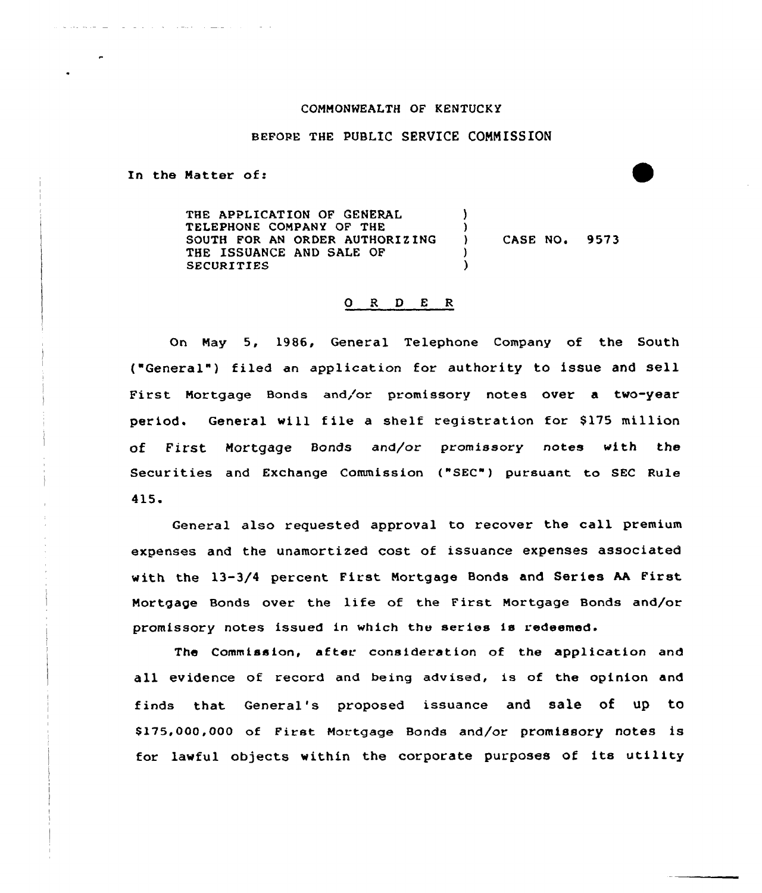COMMONWEALTH OF KENTUCKY

BEFORE THE PUBLIC SERVICE COMMISSION

In the Matter of:

THE APPLICATION OF GENERAL TELEPHONE COMPANY OF THE SOUTH FOR AN ORDER AUTHORIZING THE ISSUANCE AND SALE OF SECURITIES ) CASE NO. 9573

## O R D E R

On May 5, 1986, General Telephone Company of the South ("General") filed an application for authority to issue and sell First Mortgage Bonds and/or promissory notes over a two-year period. General will file a shelf registration for $175 million of First Mortgage Bonds and/or promissory notes with the Securities and Exchange Commission ("SEC") pursuant to SEC Rule 415.

General also requested approval to recover the call premium expenses and the unamortized cost of issuance expenses associated with the 13-3/4 percent First Mortgage Bonds and Series AA First Mortgage Bonds over the life of the First Mortgage Bonds and/or promissory notes issued in which the series is redeemed.

The Commission, after consideration of the application and all evidence of record and being advised, is of the opinion and finds that General's proposed issuance and sale of up to $175,000,000 of First Mortgage Bonds and/or promissory notes is for lawful objects within the corporate purposes of its utility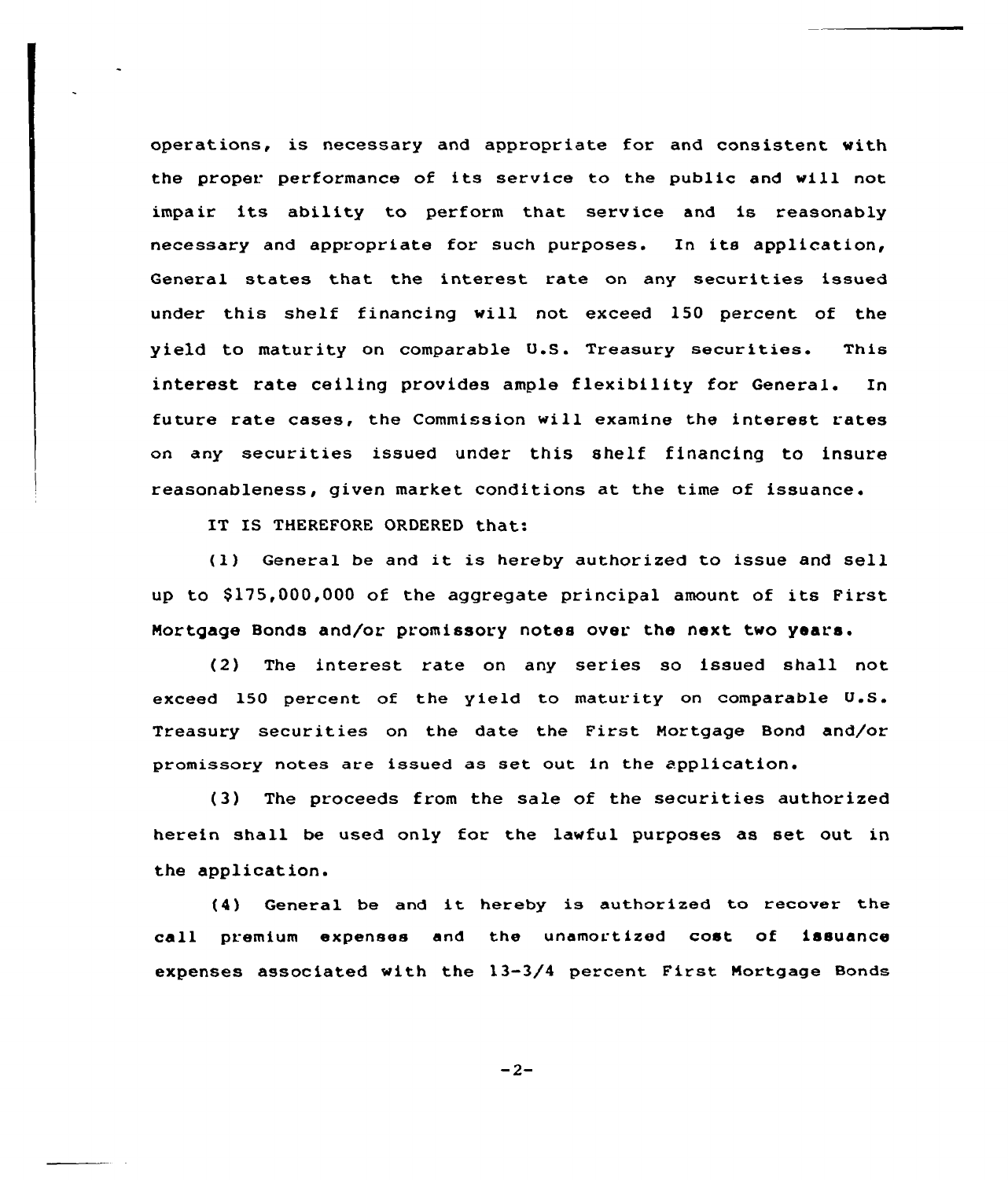operations, is necessary and appropriate for and consistent with the proper performance of its service to the public and will not impair its ability to perform that service and is reasonably necessary and appropriate for such purposes. In its application, General states that the interest rate on any securities issued under this shelf financing will not exceed 150 percent of the yield to maturity on comparable U.S. Treasury securities. This interest rate ceiling provides ample flexibility for General. In future rate cases, the Commission will examine the interest rates on any securities issued under this shelf financing to insure reasonableness, given market conditions at the time of issuance.

IT IS THEREFORE ORDERED that:

(1) General be and it is hereby authorized to issue and sell up to $175,000,000 of the aggregate principal amount of its First Mortgage Bonds and/or promissory notes over the next two years.

(2) The interest rate on any series so issued shall not exceed 150 percent of the yield to maturity on comparable U.S. Treasury securities on the date the First Mortgage Bond and/or promissory notes are issued as set out in the application.

(3) The proceeds from the sale of the securities authorized herein shall be used only for the lawful purposes as set out in the application.

(4) General be and it hereby is authorized to recover the call premium expenses and the unamortized cost of issuance expenses associated with the 13-3/4 percent First Mortgage Bonds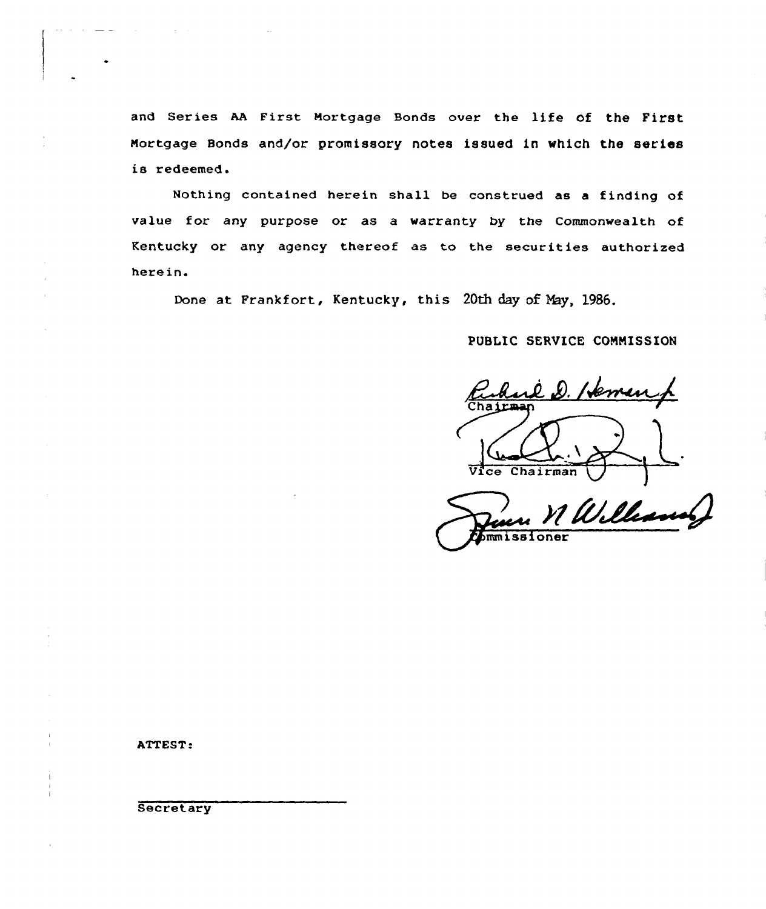and Series AA First Mortgage Bonds over the life of the First Mortgage Bonds and/or promissory notes issued in which the series is redeemed.

Nothing contained herein shall be construed as a finding of value for any purpose or as a warranty by the Commonwealth of Kentucky or any agency thereof as to the securities authorized herein.

Done at Frankfort, Kentucky, this 20th day of May, 1986.

PUBLIC SERVICE COMMISSION

Chairman

Vice Chairman

Commissioner

ATTEST:

Secretary